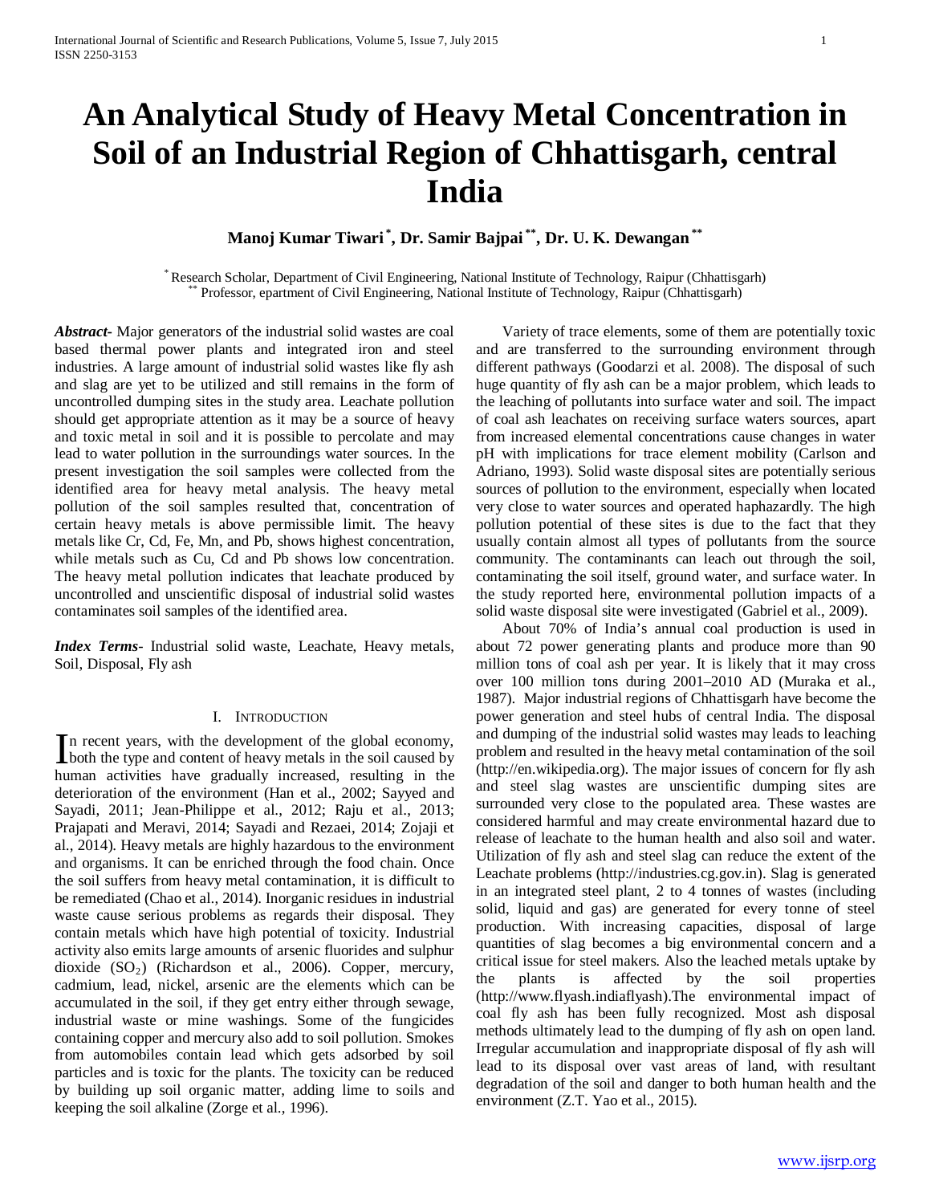# An Analytical Study of Heavy Metal Concentration in Soil of an Industrial Region of Chhattisgarh, central India

**Manoj Kumar Tiwari [*], Dr. Samir Bajpai [**], Dr. U. K. Dewangan [**]**

[*] Research Scholar, Department of Civil Engineering, National Institute of Technology, Raipur (Chhattisgarh)
[**] Professor, epartment of Civil Engineering, National Institute of Technology, Raipur (Chhattisgarh)

***Abstract***- Major generators of the industrial solid wastes are coal based thermal power plants and integrated iron and steel industries. A large amount of industrial solid wastes like fly ash and slag are yet to be utilized and still remains in the form of uncontrolled dumping sites in the study area. Leachate pollution should get appropriate attention as it may be a source of heavy and toxic metal in soil and it is possible to percolate and may lead to water pollution in the surroundings water sources. In the present investigation the soil samples were collected from the identified area for heavy metal analysis. The heavy metal pollution of the soil samples resulted that, concentration of certain heavy metals is above permissible limit. The heavy metals like Cr, Cd, Fe, Mn, and Pb, shows highest concentration, while metals such as Cu, Cd and Pb shows low concentration. The heavy metal pollution indicates that leachate produced by uncontrolled and unscientific disposal of industrial solid wastes contaminates soil samples of the identified area.

***Index Terms***- Industrial solid waste, Leachate, Heavy metals, Soil, Disposal, Fly ash

## I. Introduction

In recent years, with the development of the global economy, both the type and content of heavy metals in the soil caused by human activities have gradually increased, resulting in the deterioration of the environment (Han et al., 2002; Sayyed and Sayadi, 2011; Jean-Philippe et al., 2012; Raju et al., 2013; Prajapati and Meravi, 2014; Sayadi and Rezaei, 2014; Zojaji et al., 2014). Heavy metals are highly hazardous to the environment and organisms. It can be enriched through the food chain. Once the soil suffers from heavy metal contamination, it is difficult to be remediated (Chao et al., 2014). Inorganic residues in industrial waste cause serious problems as regards their disposal. They contain metals which have high potential of toxicity. Industrial activity also emits large amounts of arsenic fluorides and sulphur dioxide ($SO_2$) (Richardson et al., 2006). Copper, mercury, cadmium, lead, nickel, arsenic are the elements which can be accumulated in the soil, if they get entry either through sewage, industrial waste or mine washings. Some of the fungicides containing copper and mercury also add to soil pollution. Smokes from automobiles contain lead which gets adsorbed by soil particles and is toxic for the plants. The toxicity can be reduced by building up soil organic matter, adding lime to soils and keeping the soil alkaline (Zorge et al., 1996).

Variety of trace elements, some of them are potentially toxic and are transferred to the surrounding environment through different pathways (Goodarzi et al. 2008). The disposal of such huge quantity of fly ash can be a major problem, which leads to the leaching of pollutants into surface water and soil. The impact of coal ash leachates on receiving surface waters sources, apart from increased elemental concentrations cause changes in water pH with implications for trace element mobility (Carlson and Adriano, 1993). Solid waste disposal sites are potentially serious sources of pollution to the environment, especially when located very close to water sources and operated haphazardly. The high pollution potential of these sites is due to the fact that they usually contain almost all types of pollutants from the source community. The contaminants can leach out through the soil, contaminating the soil itself, ground water, and surface water. In the study reported here, environmental pollution impacts of a solid waste disposal site were investigated (Gabriel et al., 2009).

About 70% of India's annual coal production is used in about 72 power generating plants and produce more than 90 million tons of coal ash per year. It is likely that it may cross over 100 million tons during 2001–2010 AD (Muraka et al., 1987). Major industrial regions of Chhattisgarh have become the power generation and steel hubs of central India. The disposal and dumping of the industrial solid wastes may leads to leaching problem and resulted in the heavy metal contamination of the soil (http://en.wikipedia.org). The major issues of concern for fly ash and steel slag wastes are unscientific dumping sites are surrounded very close to the populated area. These wastes are considered harmful and may create environmental hazard due to release of leachate to the human health and also soil and water. Utilization of fly ash and steel slag can reduce the extent of the Leachate problems (http://industries.cg.gov.in). Slag is generated in an integrated steel plant, 2 to 4 tonnes of wastes (including solid, liquid and gas) are generated for every tonne of steel production. With increasing capacities, disposal of large quantities of slag becomes a big environmental concern and a critical issue for steel makers. Also the leached metals uptake by the plants is affected by the soil properties (http://www.flyash.indiaflyash).The environmental impact of coal fly ash has been fully recognized. Most ash disposal methods ultimately lead to the dumping of fly ash on open land. Irregular accumulation and inappropriate disposal of fly ash will lead to its disposal over vast areas of land, with resultant degradation of the soil and danger to both human health and the environment (Z.T. Yao et al., 2015).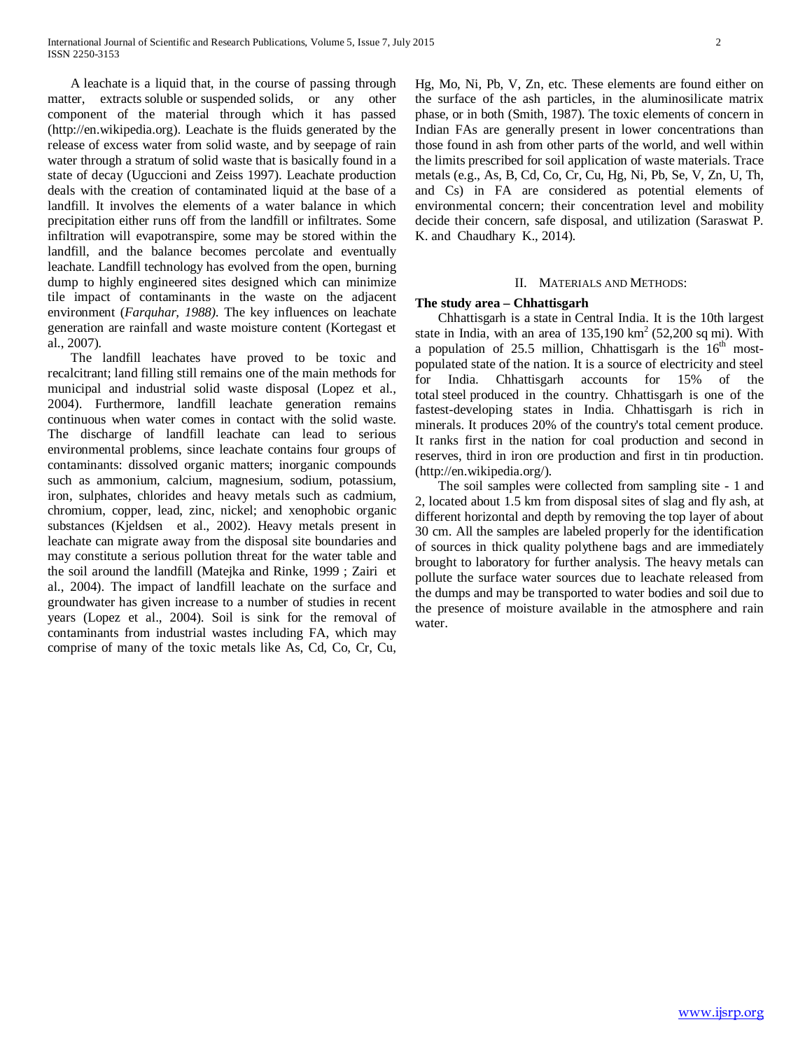A leachate is a liquid that, in the course of passing through matter, extracts soluble or suspended solids, or any other component of the material through which it has passed (http://en.wikipedia.org). Leachate is the fluids generated by the release of excess water from solid waste, and by seepage of rain water through a stratum of solid waste that is basically found in a state of decay (Uguccioni and Zeiss 1997). Leachate production deals with the creation of contaminated liquid at the base of a landfill. It involves the elements of a water balance in which precipitation either runs off from the landfill or infiltrates. Some infiltration will evapotranspire, some may be stored within the landfill, and the balance becomes percolate and eventually leachate. Landfill technology has evolved from the open, burning dump to highly engineered sites designed which can minimize tile impact of contaminants in the waste on the adjacent environment (*Farquhar, 1988)*. The key influences on leachate generation are rainfall and waste moisture content (Kortegast et al., 2007).

The landfill leachates have proved to be toxic and recalcitrant; land filling still remains one of the main methods for municipal and industrial solid waste disposal (Lopez et al., 2004). Furthermore, landfill leachate generation remains continuous when water comes in contact with the solid waste. The discharge of landfill leachate can lead to serious environmental problems, since leachate contains four groups of contaminants: dissolved organic matters; inorganic compounds such as ammonium, calcium, magnesium, sodium, potassium, iron, sulphates, chlorides and heavy metals such as cadmium, chromium, copper, lead, zinc, nickel; and xenophobic organic substances (Kjeldsen et al., 2002). Heavy metals present in leachate can migrate away from the disposal site boundaries and may constitute a serious pollution threat for the water table and the soil around the landfill (Matejka and Rinke, 1999 ; Zairi et al., 2004). The impact of landfill leachate on the surface and groundwater has given increase to a number of studies in recent years (Lopez et al., 2004). Soil is sink for the removal of contaminants from industrial wastes including FA, which may comprise of many of the toxic metals like As, Cd, Co, Cr, Cu, Hg, Mo, Ni, Pb, V, Zn, etc. These elements are found either on the surface of the ash particles, in the aluminosilicate matrix phase, or in both (Smith, 1987). The toxic elements of concern in Indian FAs are generally present in lower concentrations than those found in ash from other parts of the world, and well within the limits prescribed for soil application of waste materials. Trace metals (e.g., As, B, Cd, Co, Cr, Cu, Hg, Ni, Pb, Se, V, Zn, U, Th, and Cs) in FA are considered as potential elements of environmental concern; their concentration level and mobility decide their concern, safe disposal, and utilization (Saraswat P. K. and Chaudhary K., 2014).

## II. Materials and Methods:

**The study area – Chhattisgarh**

Chhattisgarh is a state in Central India. It is the 10th largest state in India, with an area of 135,190 km$^2$ (52,200 sq mi). With a population of 25.5 million, Chhattisgarh is the 16$^{th}$ most-populated state of the nation. It is a source of electricity and steel for India. Chhattisgarh accounts for 15% of the total steel produced in the country. Chhattisgarh is one of the fastest-developing states in India. Chhattisgarh is rich in minerals. It produces 20% of the country's total cement produce. It ranks first in the nation for coal production and second in reserves, third in iron ore production and first in tin production. (http://en.wikipedia.org/).

The soil samples were collected from sampling site - 1 and 2, located about 1.5 km from disposal sites of slag and fly ash, at different horizontal and depth by removing the top layer of about 30 cm. All the samples are labeled properly for the identification of sources in thick quality polythene bags and are immediately brought to laboratory for further analysis. The heavy metals can pollute the surface water sources due to leachate released from the dumps and may be transported to water bodies and soil due to the presence of moisture available in the atmosphere and rain water.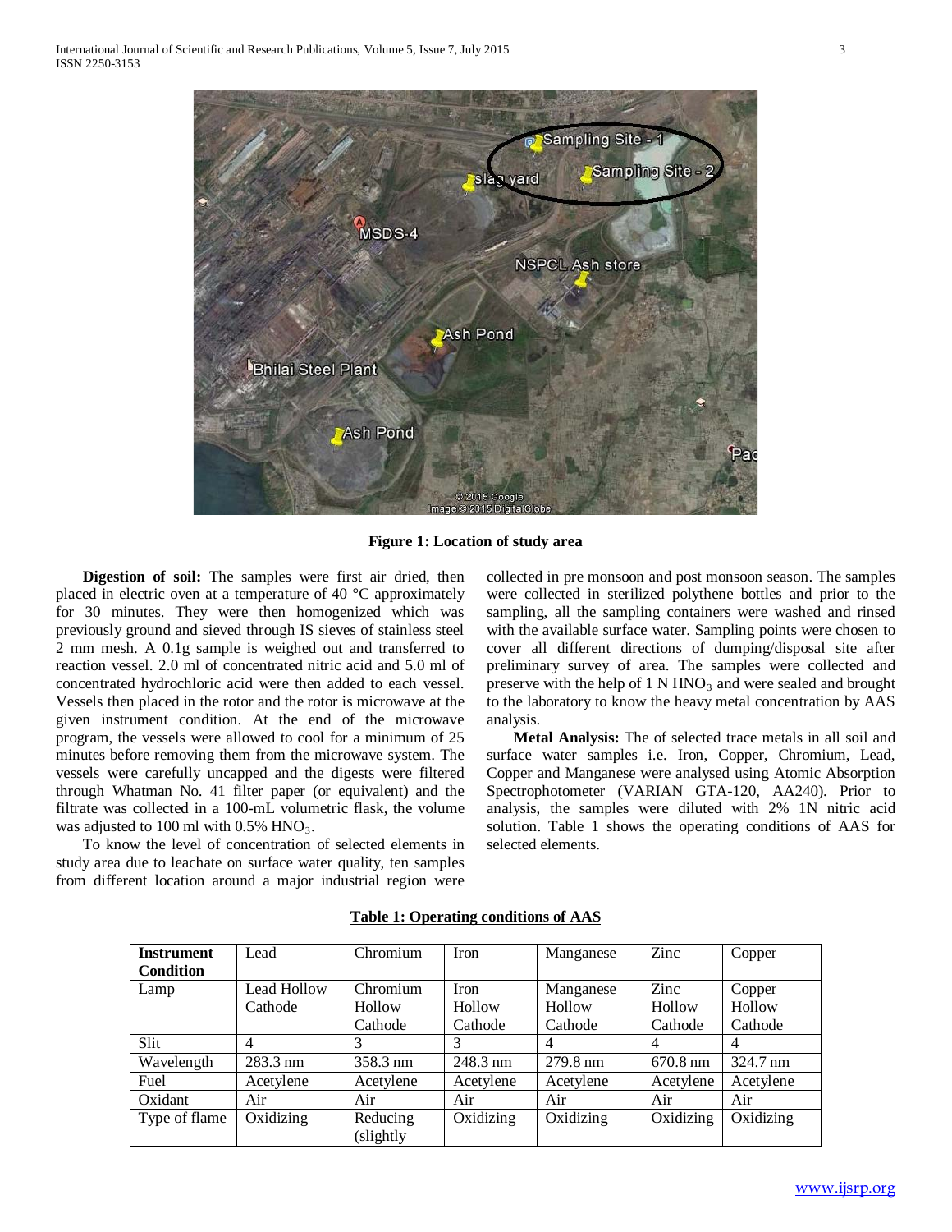Figure 1: Location of study area

**Digestion of soil:** The samples were first air dried, then placed in electric oven at a temperature of 40 °C approximately for 30 minutes. They were then homogenized which was previously ground and sieved through IS sieves of stainless steel 2 mm mesh. A 0.1g sample is weighed out and transferred to reaction vessel. 2.0 ml of concentrated nitric acid and 5.0 ml of concentrated hydrochloric acid were then added to each vessel. Vessels then placed in the rotor and the rotor is microwave at the given instrument condition. At the end of the microwave program, the vessels were allowed to cool for a minimum of 25 minutes before removing them from the microwave system. The vessels were carefully uncapped and the digests were filtered through Whatman No. 41 filter paper (or equivalent) and the filtrate was collected in a 100-mL volumetric flask, the volume was adjusted to 100 ml with 0.5% $HNO_3$.

To know the level of concentration of selected elements in study area due to leachate on surface water quality, ten samples from different location around a major industrial region were collected in pre monsoon and post monsoon season. The samples were collected in sterilized polythene bottles and prior to the sampling, all the sampling containers were washed and rinsed with the available surface water. Sampling points were chosen to cover all different directions of dumping/disposal site after preliminary survey of area. The samples were collected and preserve with the help of 1 N $HNO_3$ and were sealed and brought to the laboratory to know the heavy metal concentration by AAS analysis.

**Metal Analysis:** The of selected trace metals in all soil and surface water samples i.e. Iron, Copper, Chromium, Lead, Copper and Manganese were analysed using Atomic Absorption Spectrophotometer (VARIAN GTA-120, AA240). Prior to analysis, the samples were diluted with 2% 1N nitric acid solution. Table 1 shows the operating conditions of AAS for selected elements.

**Table 1: Operating conditions of AAS**

| **Instrument Condition** | Lead | Chromium | Iron | Manganese | Zinc | Copper |
|---|---|---|---|---|---|---|
| Lamp | Lead Hollow Cathode | Chromium Hollow Cathode | Iron Hollow Cathode | Manganese Hollow Cathode | Zinc Hollow Cathode | Copper Hollow Cathode |
| Slit | 4 | 3 | 3 | 4 | 4 | 4 |
| Wavelength | 283.3 nm | 358.3 nm | 248.3 nm | 279.8 nm | 670.8 nm | 324.7 nm |
| Fuel | Acetylene | Acetylene | Acetylene | Acetylene | Acetylene | Acetylene |
| Oxidant | Air | Air | Air | Air | Air | Air |
| Type of flame | Oxidizing | Reducing (slightly | Oxidizing | Oxidizing | Oxidizing | Oxidizing |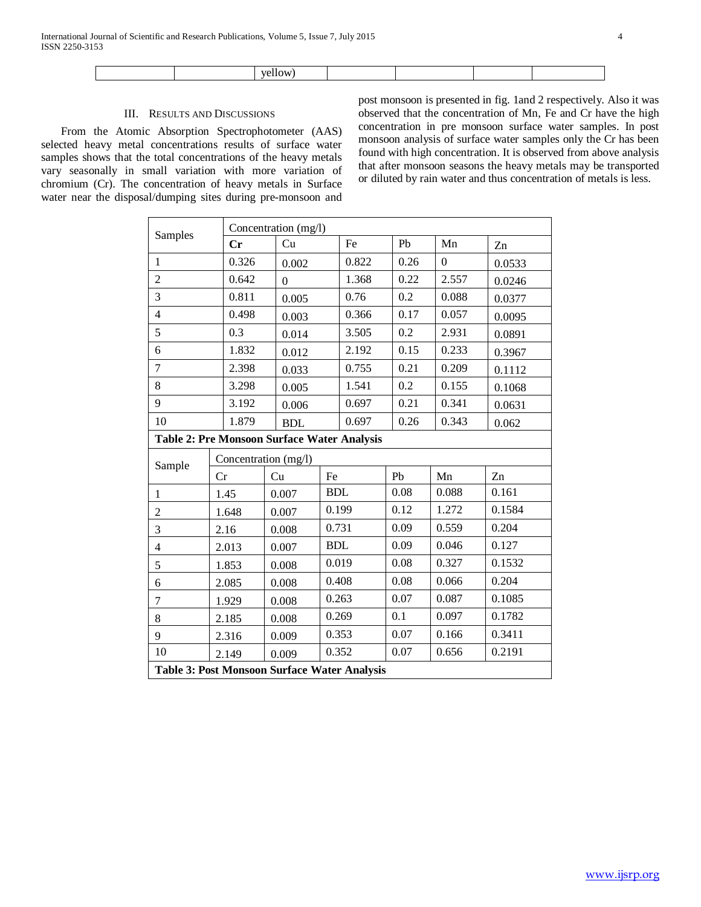| | | yellow) | | | | |
|---|---|---|---|---|---|---|

## III. Results and Discussions

From the Atomic Absorption Spectrophotometer (AAS) selected heavy metal concentrations results of surface water samples shows that the total concentrations of the heavy metals vary seasonally in small variation with more variation of chromium (Cr). The concentration of heavy metals in Surface water near the disposal/dumping sites during pre-monsoon and post monsoon is presented in fig. 1and 2 respectively. Also it was observed that the concentration of Mn, Fe and Cr have the high concentration in pre monsoon surface water samples. In post monsoon analysis of surface water samples only the Cr has been found with high concentration. It is observed from above analysis that after monsoon seasons the heavy metals may be transported or diluted by rain water and thus concentration of metals is less.

| Samples | Concentration (mg/l) | | | | | |
|---|---|---|---|---|---|---|
| | **Cr** | Cu | Fe | Pb | Mn | Zn |
| 1 | 0.326 | 0.002 | 0.822 | 0.26 | 0 | 0.0533 |
| 2 | 0.642 | 0 | 1.368 | 0.22 | 2.557 | 0.0246 |
| 3 | 0.811 | 0.005 | 0.76 | 0.2 | 0.088 | 0.0377 |
| 4 | 0.498 | 0.003 | 0.366 | 0.17 | 0.057 | 0.0095 |
| 5 | 0.3 | 0.014 | 3.505 | 0.2 | 2.931 | 0.0891 |
| 6 | 1.832 | 0.012 | 2.192 | 0.15 | 0.233 | 0.3967 |
| 7 | 2.398 | 0.033 | 0.755 | 0.21 | 0.209 | 0.1112 |
| 8 | 3.298 | 0.005 | 1.541 | 0.2 | 0.155 | 0.1068 |
| 9 | 3.192 | 0.006 | 0.697 | 0.21 | 0.341 | 0.0631 |
| 10 | 1.879 | BDL | 0.697 | 0.26 | 0.343 | 0.062 |

**Table 2: Pre Monsoon Surface Water Analysis**

| Sample | Concentration (mg/l) | | | | | |
|---|---|---|---|---|---|---|
| | Cr | Cu | Fe | Pb | Mn | Zn |
| 1 | 1.45 | 0.007 | BDL | 0.08 | 0.088 | 0.161 |
| 2 | 1.648 | 0.007 | 0.199 | 0.12 | 1.272 | 0.1584 |
| 3 | 2.16 | 0.008 | 0.731 | 0.09 | 0.559 | 0.204 |
| 4 | 2.013 | 0.007 | BDL | 0.09 | 0.046 | 0.127 |
| 5 | 1.853 | 0.008 | 0.019 | 0.08 | 0.327 | 0.1532 |
| 6 | 2.085 | 0.008 | 0.408 | 0.08 | 0.066 | 0.204 |
| 7 | 1.929 | 0.008 | 0.263 | 0.07 | 0.087 | 0.1085 |
| 8 | 2.185 | 0.008 | 0.269 | 0.1 | 0.097 | 0.1782 |
| 9 | 2.316 | 0.009 | 0.353 | 0.07 | 0.166 | 0.3411 |
| 10 | 2.149 | 0.009 | 0.352 | 0.07 | 0.656 | 0.2191 |

**Table 3: Post Monsoon Surface Water Analysis**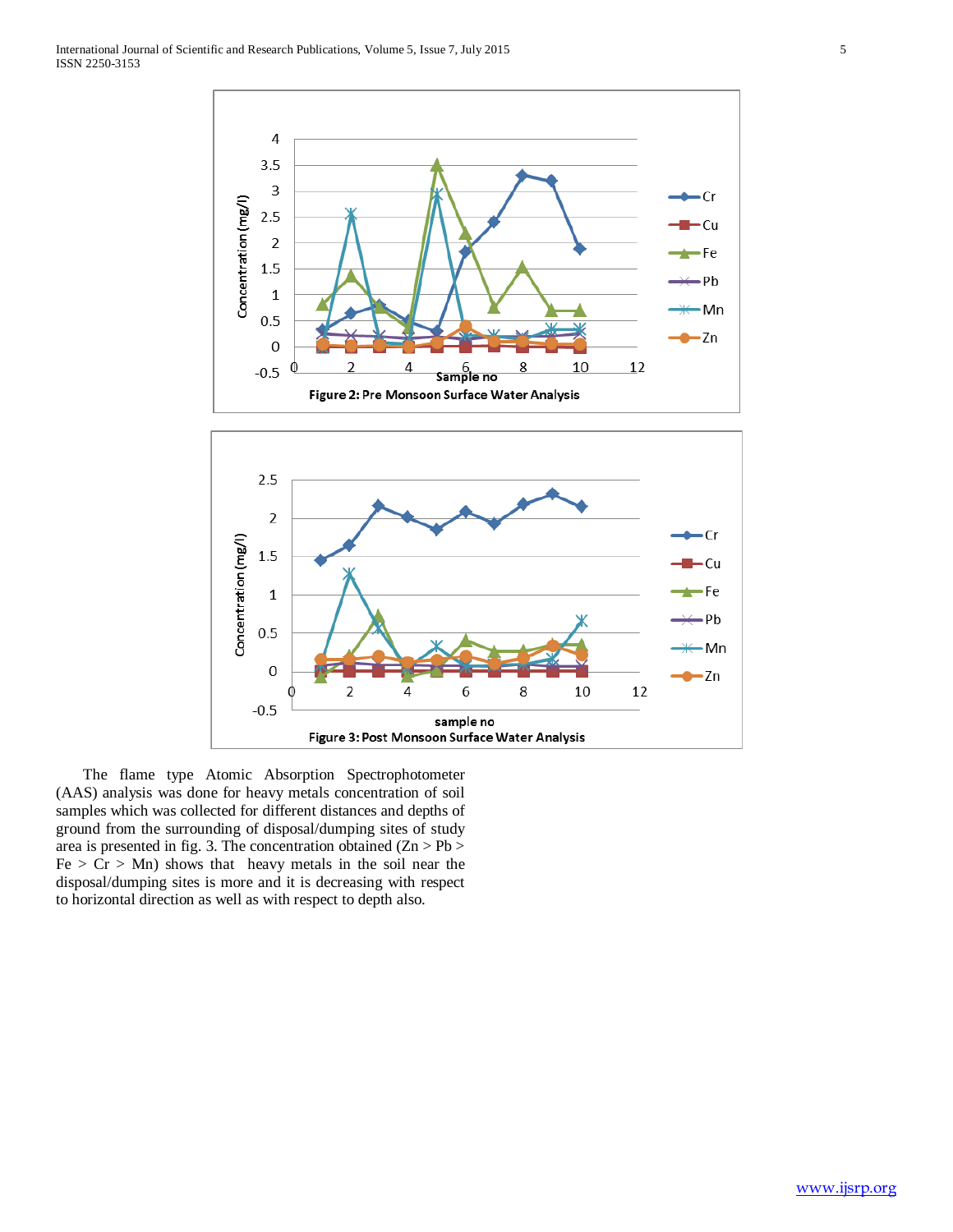4
3.5
3
2.5
2
1.5
1
0.5
0
-0.5

Concentration (mg/l)

0 2 4 6 8 10 12

Sample no

Cr
Cu
Fe
Pb
Mn
Zn

**Figure 2:** Pre Monsoon Surface Water Analysis

2.5
2
1.5
1
0.5
0
-0.5

Concentration (mg/l)

0 2 4 6 8 10 12

sample no

Cr
Cu
Fe
Pb
Mn
Zn

**Figure 3:** Post Monsoon Surface Water Analysis

The flame type Atomic Absorption Spectrophotometer (AAS) analysis was done for heavy metals concentration of soil samples which was collected for different distances and depths of ground from the surrounding of disposal/dumping sites of study area is presented in fig. 3. The concentration obtained (Zn > Pb > Fe > Cr > Mn) shows that heavy metals in the soil near the disposal/dumping sites is more and it is decreasing with respect to horizontal direction as well as with respect to depth also.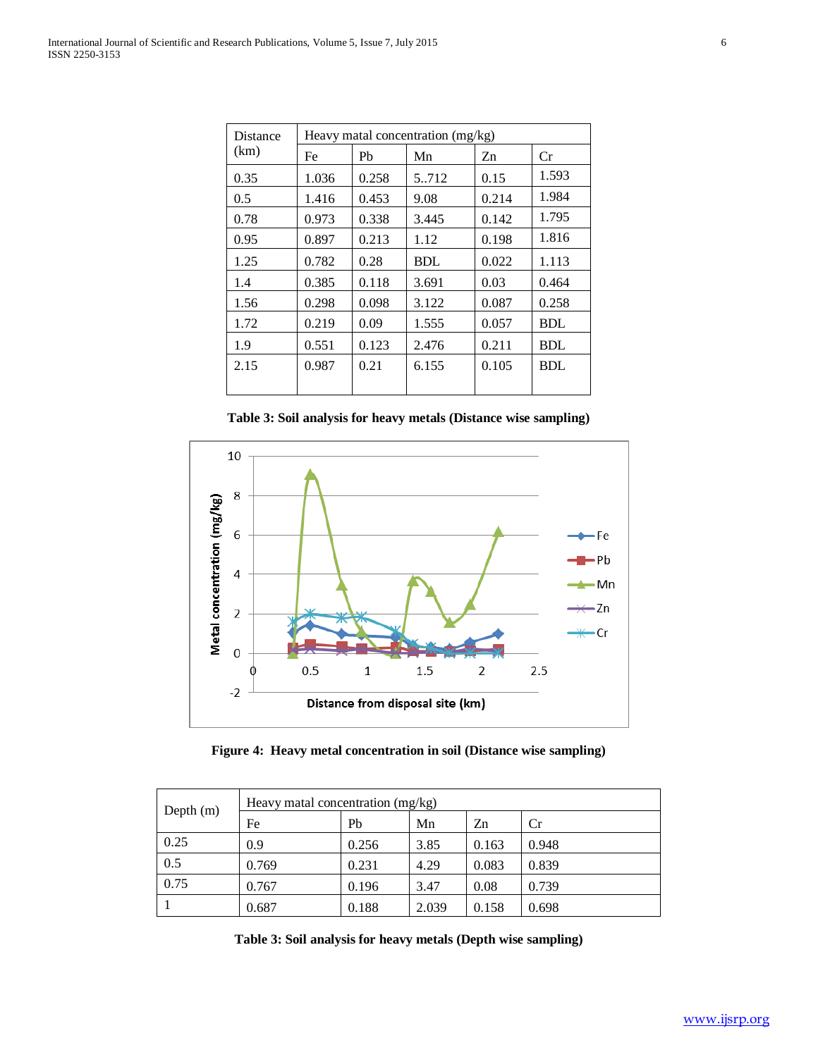| Distance (km) | Heavy matal concentration (mg/kg) | | | | |
|---|---|---|---|---|---|
| | Fe | Pb | Mn | Zn | Cr |
| 0.35 | 1.036 | 0.258 | 5..712 | 0.15 | 1.593 |
| 0.5 | 1.416 | 0.453 | 9.08 | 0.214 | 1.984 |
| 0.78 | 0.973 | 0.338 | 3.445 | 0.142 | 1.795 |
| 0.95 | 0.897 | 0.213 | 1.12 | 0.198 | 1.816 |
| 1.25 | 0.782 | 0.28 | BDL | 0.022 | 1.113 |
| 1.4 | 0.385 | 0.118 | 3.691 | 0.03 | 0.464 |
| 1.56 | 0.298 | 0.098 | 3.122 | 0.087 | 0.258 |
| 1.72 | 0.219 | 0.09 | 1.555 | 0.057 | BDL |
| 1.9 | 0.551 | 0.123 | 2.476 | 0.211 | BDL |
| 2.15 | 0.987 | 0.21 | 6.155 | 0.105 | BDL |

**Table 3: Soil analysis for heavy metals (Distance wise sampling)**

10
8
6
4
2
0
-2
Metal concentration (mg/kg)
0
0.5
1
1.5
2
2.5
Distance from disposal site (km)
Fe
Pb
Mn
Zn
Cr

**Figure 4: Heavy metal concentration in soil (Distance wise sampling)**

| Depth (m) | Heavy matal concentration (mg/kg) | | | | |
|---|---|---|---|---|---|
| | Fe | Pb | Mn | Zn | Cr |
| 0.25 | 0.9 | 0.256 | 3.85 | 0.163 | 0.948 |
| 0.5 | 0.769 | 0.231 | 4.29 | 0.083 | 0.839 |
| 0.75 | 0.767 | 0.196 | 3.47 | 0.08 | 0.739 |
| 1 | 0.687 | 0.188 | 2.039 | 0.158 | 0.698 |

**Table 3: Soil analysis for heavy metals (Depth wise sampling)**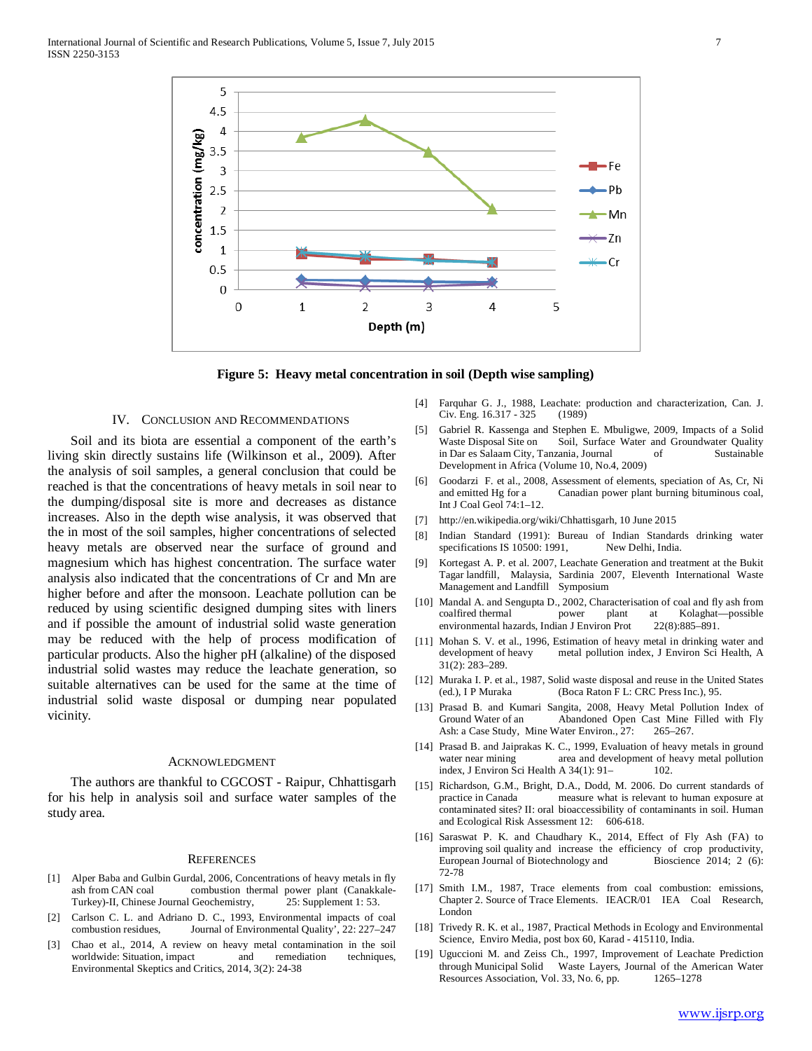5
4.5
4
3.5
3
2.5
2
1.5
1
0.5
0

concentration (mg/kg)

0 1 2 3 4 5

Depth (m)

Fe
Pb
Mn
Zn
Cr

**Figure 5: Heavy metal concentration in soil (Depth wise sampling)**

## IV. Conclusion and Recommendations

Soil and its biota are essential a component of the earth's living skin directly sustains life (Wilkinson et al., 2009). After the analysis of soil samples, a general conclusion that could be reached is that the concentrations of heavy metals in soil near to the dumping/disposal site is more and decreases as distance increases. Also in the depth wise analysis, it was observed that the in most of the soil samples, higher concentrations of selected heavy metals are observed near the surface of ground and magnesium which has highest concentration. The surface water analysis also indicated that the concentrations of Cr and Mn are higher before and after the monsoon. Leachate pollution can be reduced by using scientific designed dumping sites with liners and if possible the amount of industrial solid waste generation may be reduced with the help of process modification of particular products. Also the higher pH (alkaline) of the disposed industrial solid wastes may reduce the leachate generation, so suitable alternatives can be used for the same at the time of industrial solid waste disposal or dumping near populated vicinity.

## Acknowledgment

The authors are thankful to CGCOST - Raipur, Chhattisgarh for his help in analysis soil and surface water samples of the study area.

## References

[1] Alper Baba and Gulbin Gurdal, 2006, Concentrations of heavy metals in fly ash from CAN coal combustion thermal power plant (Canakkale-Turkey)-II, Chinese Journal Geochemistry, 25: Supplement 1: 53.

[2] Carlson C. L. and Adriano D. C., 1993, Environmental impacts of coal combustion residues, Journal of Environmental Quality', 22: 227–247

[3] Chao et al., 2014, A review on heavy metal contamination in the soil worldwide: Situation, impact and remediation techniques, Environmental Skeptics and Critics, 2014, 3(2): 24-38

[4] Farquhar G. J., 1988, Leachate: production and characterization, Can. J. Civ. Eng. 16.317 - 325 (1989)

[5] Gabriel R. Kassenga and Stephen E. Mbuligwe, 2009, Impacts of a Solid Waste Disposal Site on Soil, Surface Water and Groundwater Quality in Dar es Salaam City, Tanzania, Journal of Sustainable Development in Africa (Volume 10, No.4, 2009)

[6] Goodarzi F. et al., 2008, Assessment of elements, speciation of As, Cr, Ni and emitted Hg for a Canadian power plant burning bituminous coal, Int J Coal Geol 74:1–12.

[7] http://en.wikipedia.org/wiki/Chhattisgarh, 10 June 2015

[8] Indian Standard (1991): Bureau of Indian Standards drinking water specifications IS 10500: 1991, New Delhi, India.

[9] Kortegast A. P. et al. 2007, Leachate Generation and treatment at the Bukit Tagar landfill, Malaysia, Sardinia 2007, Eleventh International Waste Management and Landfill Symposium

[10] Mandal A. and Sengupta D., 2002, Characterisation of coal and fly ash from coalfired thermal power plant at Kolaghat—possible environmental hazards, Indian J Environ Prot 22(8):885–891.

[11] Mohan S. V. et al., 1996, Estimation of heavy metal in drinking water and development of heavy metal pollution index, J Environ Sci Health, A 31(2): 283–289.

[12] Muraka I. P. et al., 1987, Solid waste disposal and reuse in the United States (ed.), I P Muraka (Boca Raton F L: CRC Press Inc.), 95.

[13] Prasad B. and Kumari Sangita, 2008, Heavy Metal Pollution Index of Ground Water of an Abandoned Open Cast Mine Filled with Fly Ash: a Case Study, Mine Water Environ., 27: 265–267.

[14] Prasad B. and Jaiprakas K. C., 1999, Evaluation of heavy metals in ground water near mining area and development of heavy metal pollution index, J Environ Sci Health A 34(1): 91– 102.

[15] Richardson, G.M., Bright, D.A., Dodd, M. 2006. Do current standards of practice in Canada measure what is relevant to human exposure at contaminated sites? II: oral bioaccessibility of contaminants in soil. Human and Ecological Risk Assessment 12: 606-618.

[16] Saraswat P. K. and Chaudhary K., 2014, Effect of Fly Ash (FA) to improving soil quality and increase the efficiency of crop productivity, European Journal of Biotechnology and Bioscience 2014; 2 (6): 72-78

[17] Smith I.M., 1987, Trace elements from coal combustion: emissions, Chapter 2. Source of Trace Elements. IEACR/01 IEA Coal Research, London

[18] Trivedy R. K. et al., 1987, Practical Methods in Ecology and Environmental Science, Enviro Media, post box 60, Karad - 415110, India.

[19] Ugucccioni M. and Zeiss Ch., 1997, Improvement of Leachate Prediction through Municipal Solid Waste Layers, Journal of the American Water Resources Association, Vol. 33, No. 6, pp. 1265–1278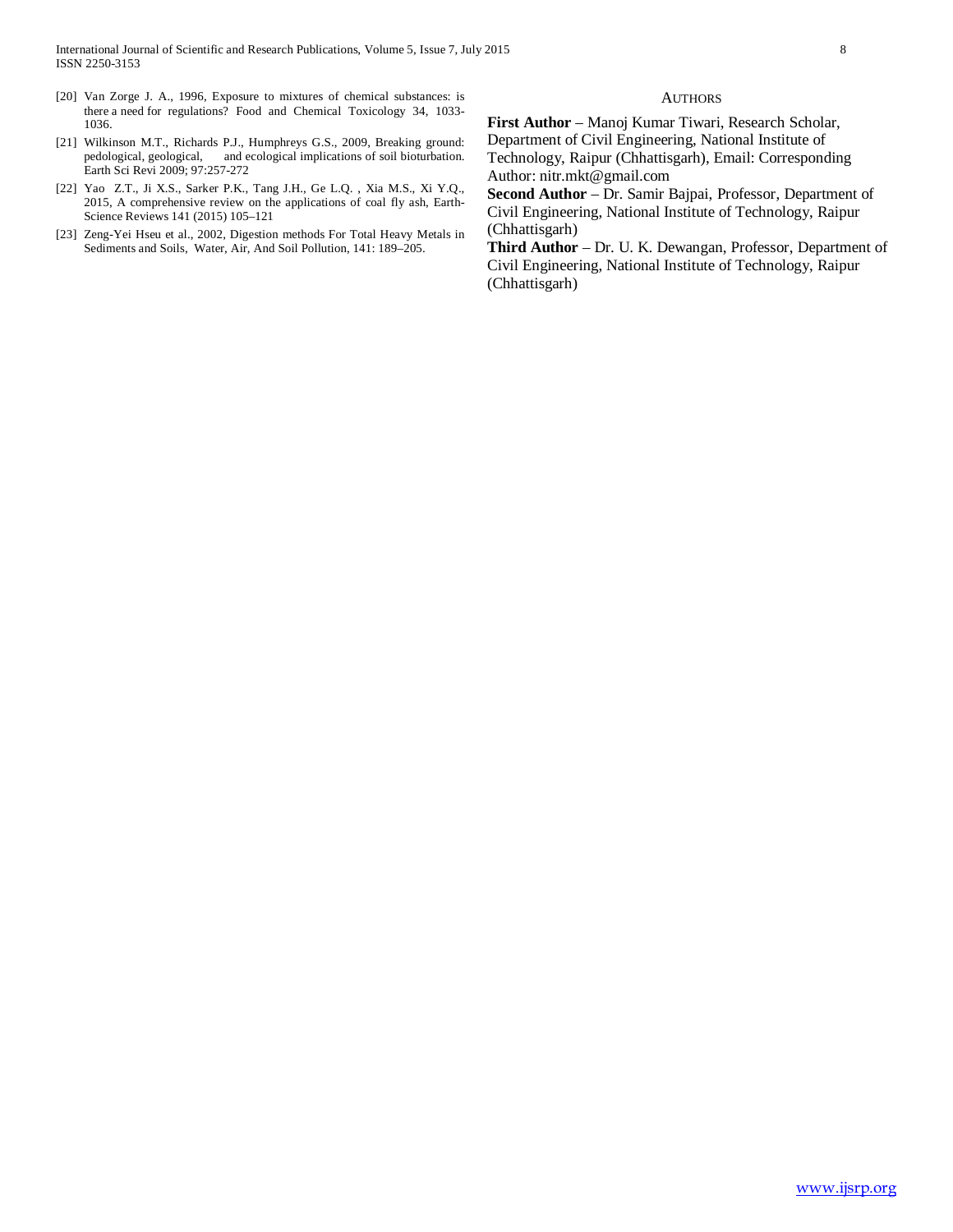[20] Van Zorge J. A., 1996, Exposure to mixtures of chemical substances: is there a need for regulations? Food and Chemical Toxicology 34, 1033-1036.

[21] Wilkinson M.T., Richards P.J., Humphreys G.S., 2009, Breaking ground: pedological, geological, and ecological implications of soil bioturbation. Earth Sci Revi 2009; 97:257-272

[22] Yao Z.T., Ji X.S., Sarker P.K., Tang J.H., Ge L.Q. , Xia M.S., Xi Y.Q., 2015, A comprehensive review on the applications of coal fly ash, Earth-Science Reviews 141 (2015) 105–121

[23] Zeng-Yei Hseu et al., 2002, Digestion methods For Total Heavy Metals in Sediments and Soils, Water, Air, And Soil Pollution, 141: 189–205.

## Authors

**First Author** – Manoj Kumar Tiwari, Research Scholar, Department of Civil Engineering, National Institute of Technology, Raipur (Chhattisgarh), Email: Corresponding Author: nitr.mkt@gmail.com

**Second Author** – Dr. Samir Bajpai, Professor, Department of Civil Engineering, National Institute of Technology, Raipur (Chhattisgarh)

**Third Author** – Dr. U. K. Dewangan, Professor, Department of Civil Engineering, National Institute of Technology, Raipur (Chhattisgarh)